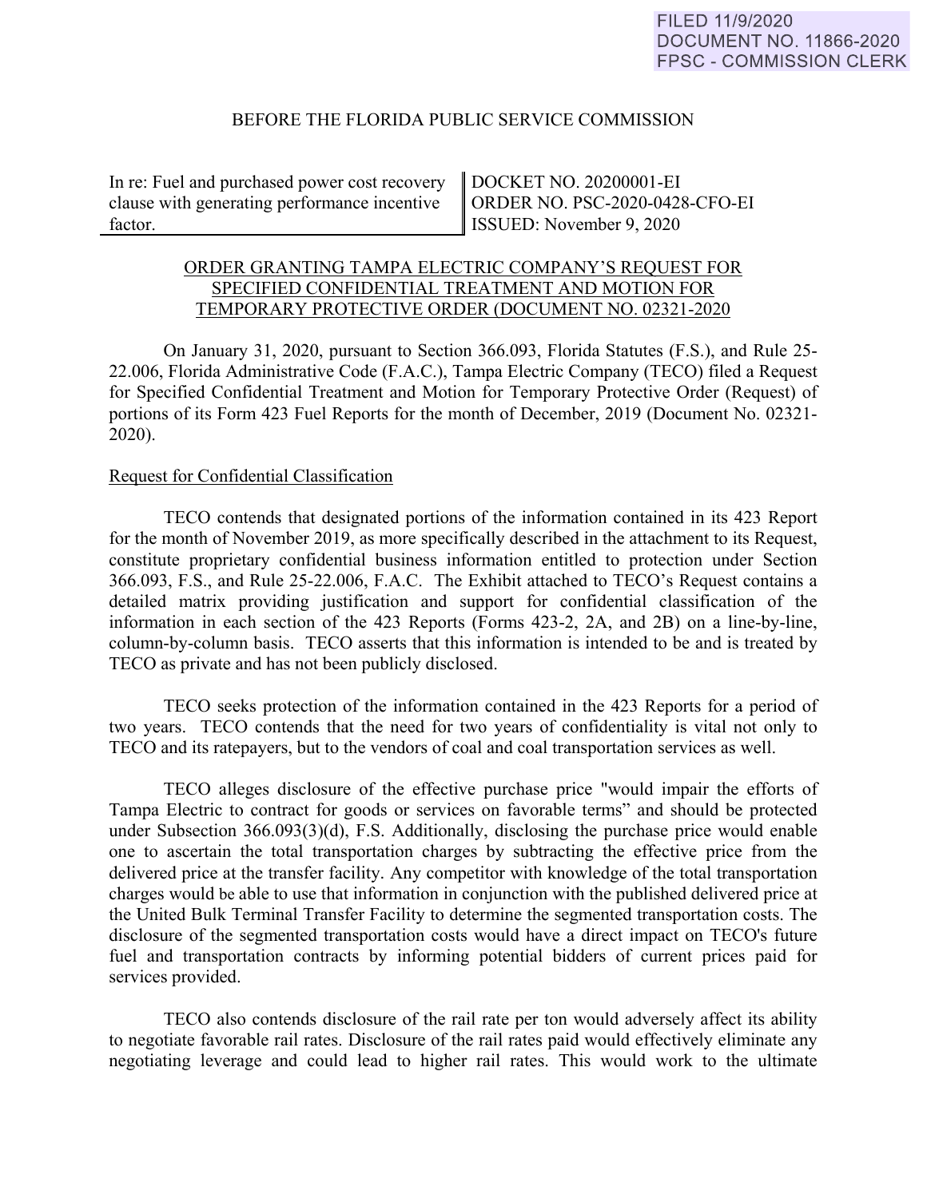FILED 11/9/2020
DOCUMENT NO. 11866-2020
FPSC - COMMISSION CLERK

BEFORE THE FLORIDA PUBLIC SERVICE COMMISSION

| In re: Fuel and purchased power cost recovery clause with generating performance incentive factor. | DOCKET NO. 20200001-EI<br>ORDER NO. PSC-2020-0428-CFO-EI<br>ISSUED: November 9, 2020 |
|---|---|

ORDER GRANTING TAMPA ELECTRIC COMPANY'S REQUEST FOR SPECIFIED CONFIDENTIAL TREATMENT AND MOTION FOR TEMPORARY PROTECTIVE ORDER (DOCUMENT NO. 02321-2020

On January 31, 2020, pursuant to Section 366.093, Florida Statutes (F.S.), and Rule 25-22.006, Florida Administrative Code (F.A.C.), Tampa Electric Company (TECO) filed a Request for Specified Confidential Treatment and Motion for Temporary Protective Order (Request) of portions of its Form 423 Fuel Reports for the month of December, 2019 (Document No. 02321-2020).

Request for Confidential Classification

TECO contends that designated portions of the information contained in its 423 Report for the month of November 2019, as more specifically described in the attachment to its Request, constitute proprietary confidential business information entitled to protection under Section 366.093, F.S., and Rule 25-22.006, F.A.C. The Exhibit attached to TECO's Request contains a detailed matrix providing justification and support for confidential classification of the information in each section of the 423 Reports (Forms 423-2, 2A, and 2B) on a line-by-line, column-by-column basis. TECO asserts that this information is intended to be and is treated by TECO as private and has not been publicly disclosed.

TECO seeks protection of the information contained in the 423 Reports for a period of two years. TECO contends that the need for two years of confidentiality is vital not only to TECO and its ratepayers, but to the vendors of coal and coal transportation services as well.

TECO alleges disclosure of the effective purchase price "would impair the efforts of Tampa Electric to contract for goods or services on favorable terms" and should be protected under Subsection 366.093(3)(d), F.S. Additionally, disclosing the purchase price would enable one to ascertain the total transportation charges by subtracting the effective price from the delivered price at the transfer facility. Any competitor with knowledge of the total transportation charges would be able to use that information in conjunction with the published delivered price at the United Bulk Terminal Transfer Facility to determine the segmented transportation costs. The disclosure of the segmented transportation costs would have a direct impact on TECO's future fuel and transportation contracts by informing potential bidders of current prices paid for services provided.

TECO also contends disclosure of the rail rate per ton would adversely affect its ability to negotiate favorable rail rates. Disclosure of the rail rates paid would effectively eliminate any negotiating leverage and could lead to higher rail rates. This would work to the ultimate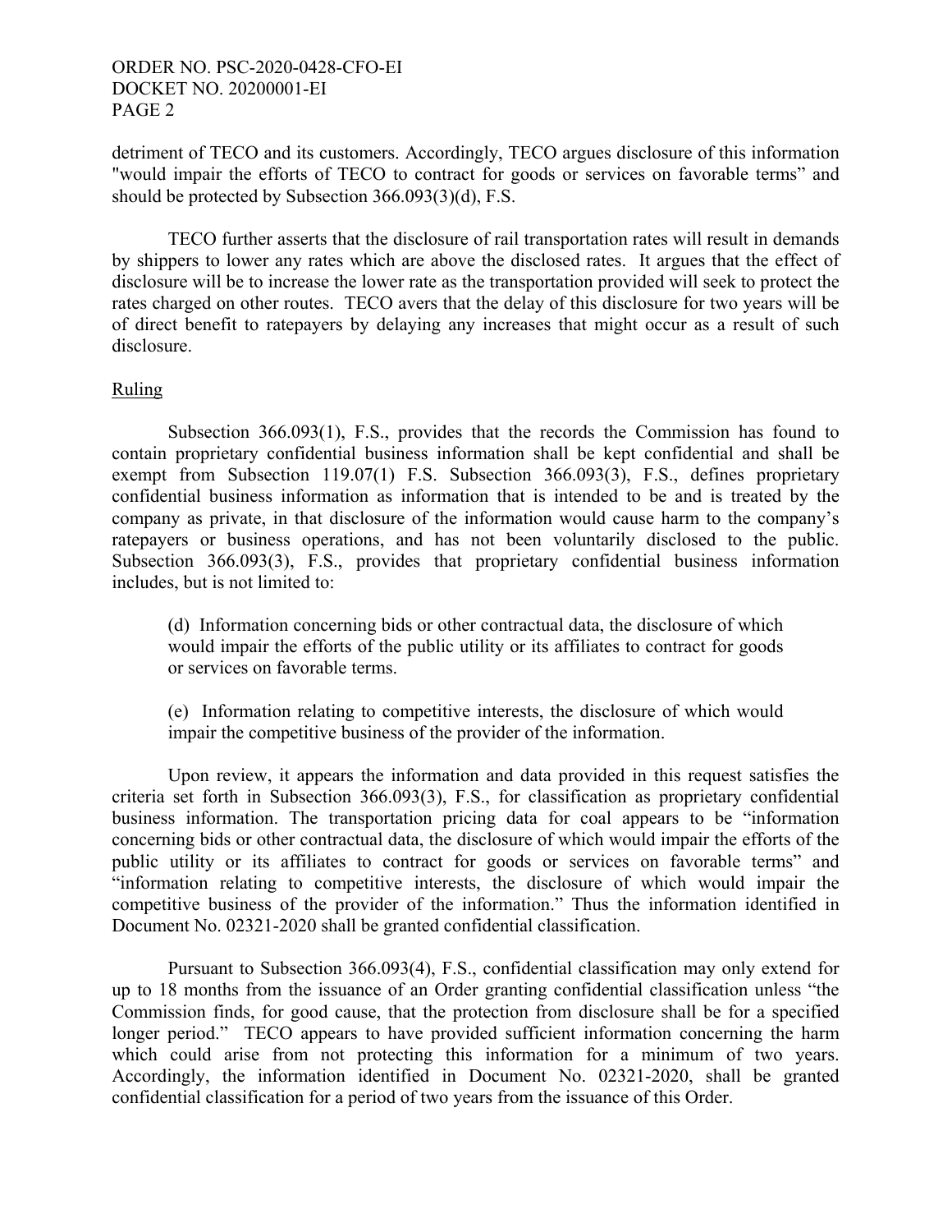detriment of TECO and its customers. Accordingly, TECO argues disclosure of this information "would impair the efforts of TECO to contract for goods or services on favorable terms" and should be protected by Subsection 366.093(3)(d), F.S.

TECO further asserts that the disclosure of rail transportation rates will result in demands by shippers to lower any rates which are above the disclosed rates. It argues that the effect of disclosure will be to increase the lower rate as the transportation provided will seek to protect the rates charged on other routes. TECO avers that the delay of this disclosure for two years will be of direct benefit to ratepayers by delaying any increases that might occur as a result of such disclosure.

Ruling

Subsection 366.093(1), F.S., provides that the records the Commission has found to contain proprietary confidential business information shall be kept confidential and shall be exempt from Subsection 119.07(1) F.S. Subsection 366.093(3), F.S., defines proprietary confidential business information as information that is intended to be and is treated by the company as private, in that disclosure of the information would cause harm to the company's ratepayers or business operations, and has not been voluntarily disclosed to the public. Subsection 366.093(3), F.S., provides that proprietary confidential business information includes, but is not limited to:

> (d) Information concerning bids or other contractual data, the disclosure of which would impair the efforts of the public utility or its affiliates to contract for goods or services on favorable terms.
>
> (e) Information relating to competitive interests, the disclosure of which would impair the competitive business of the provider of the information.

Upon review, it appears the information and data provided in this request satisfies the criteria set forth in Subsection 366.093(3), F.S., for classification as proprietary confidential business information. The transportation pricing data for coal appears to be "information concerning bids or other contractual data, the disclosure of which would impair the efforts of the public utility or its affiliates to contract for goods or services on favorable terms" and "information relating to competitive interests, the disclosure of which would impair the competitive business of the provider of the information." Thus the information identified in Document No. 02321-2020 shall be granted confidential classification.

Pursuant to Subsection 366.093(4), F.S., confidential classification may only extend for up to 18 months from the issuance of an Order granting confidential classification unless "the Commission finds, for good cause, that the protection from disclosure shall be for a specified longer period." TECO appears to have provided sufficient information concerning the harm which could arise from not protecting this information for a minimum of two years. Accordingly, the information identified in Document No. 02321-2020, shall be granted confidential classification for a period of two years from the issuance of this Order.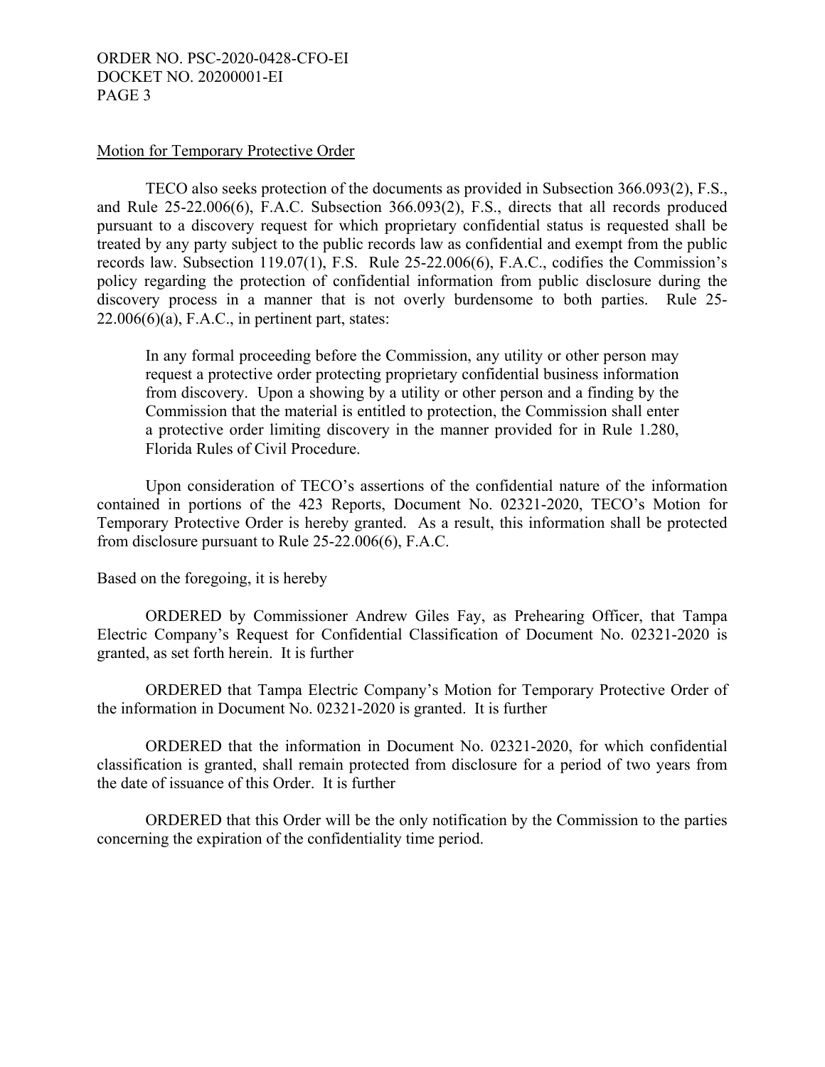Motion for Temporary Protective Order

TECO also seeks protection of the documents as provided in Subsection 366.093(2), F.S., and Rule 25-22.006(6), F.A.C. Subsection 366.093(2), F.S., directs that all records produced pursuant to a discovery request for which proprietary confidential status is requested shall be treated by any party subject to the public records law as confidential and exempt from the public records law. Subsection 119.07(1), F.S. Rule 25-22.006(6), F.A.C., codifies the Commission's policy regarding the protection of confidential information from public disclosure during the discovery process in a manner that is not overly burdensome to both parties. Rule 25-22.006(6)(a), F.A.C., in pertinent part, states:

> In any formal proceeding before the Commission, any utility or other person may request a protective order protecting proprietary confidential business information from discovery. Upon a showing by a utility or other person and a finding by the Commission that the material is entitled to protection, the Commission shall enter a protective order limiting discovery in the manner provided for in Rule 1.280, Florida Rules of Civil Procedure.

Upon consideration of TECO's assertions of the confidential nature of the information contained in portions of the 423 Reports, Document No. 02321-2020, TECO's Motion for Temporary Protective Order is hereby granted. As a result, this information shall be protected from disclosure pursuant to Rule 25-22.006(6), F.A.C.

Based on the foregoing, it is hereby

ORDERED by Commissioner Andrew Giles Fay, as Prehearing Officer, that Tampa Electric Company's Request for Confidential Classification of Document No. 02321-2020 is granted, as set forth herein. It is further

ORDERED that Tampa Electric Company's Motion for Temporary Protective Order of the information in Document No. 02321-2020 is granted. It is further

ORDERED that the information in Document No. 02321-2020, for which confidential classification is granted, shall remain protected from disclosure for a period of two years from the date of issuance of this Order. It is further

ORDERED that this Order will be the only notification by the Commission to the parties concerning the expiration of the confidentiality time period.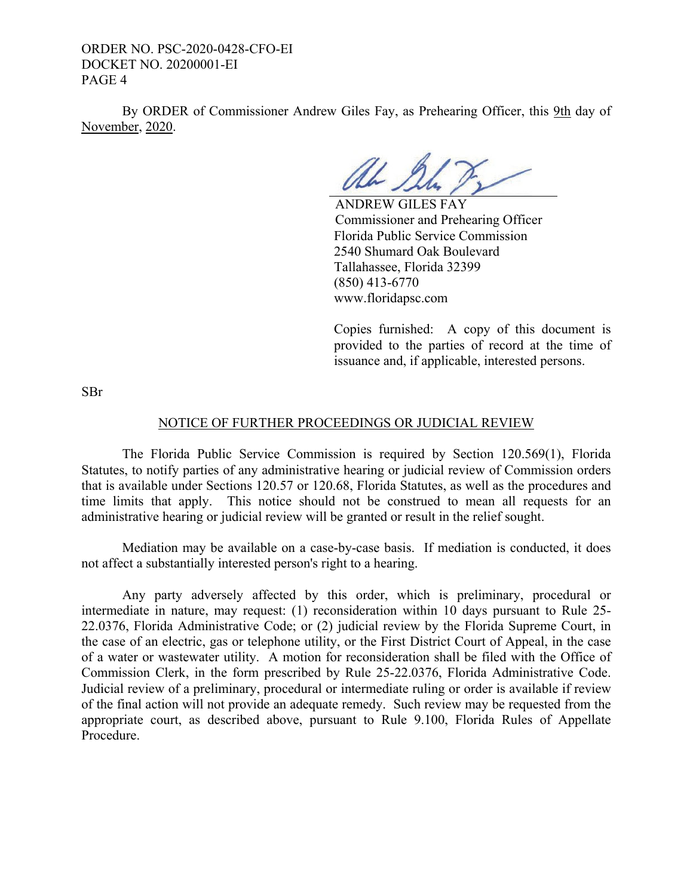By ORDER of Commissioner Andrew Giles Fay, as Prehearing Officer, this 9th day of November, 2020.

ANDREW GILES FAY
Commissioner and Prehearing Officer
Florida Public Service Commission
2540 Shumard Oak Boulevard
Tallahassee, Florida 32399
(850) 413-6770
www.floridapsc.com

Copies furnished: A copy of this document is provided to the parties of record at the time of issuance and, if applicable, interested persons.

SBr

NOTICE OF FURTHER PROCEEDINGS OR JUDICIAL REVIEW

The Florida Public Service Commission is required by Section 120.569(1), Florida Statutes, to notify parties of any administrative hearing or judicial review of Commission orders that is available under Sections 120.57 or 120.68, Florida Statutes, as well as the procedures and time limits that apply. This notice should not be construed to mean all requests for an administrative hearing or judicial review will be granted or result in the relief sought.

Mediation may be available on a case-by-case basis. If mediation is conducted, it does not affect a substantially interested person's right to a hearing.

Any party adversely affected by this order, which is preliminary, procedural or intermediate in nature, may request: (1) reconsideration within 10 days pursuant to Rule 25-22.0376, Florida Administrative Code; or (2) judicial review by the Florida Supreme Court, in the case of an electric, gas or telephone utility, or the First District Court of Appeal, in the case of a water or wastewater utility. A motion for reconsideration shall be filed with the Office of Commission Clerk, in the form prescribed by Rule 25-22.0376, Florida Administrative Code. Judicial review of a preliminary, procedural or intermediate ruling or order is available if review of the final action will not provide an adequate remedy. Such review may be requested from the appropriate court, as described above, pursuant to Rule 9.100, Florida Rules of Appellate Procedure.